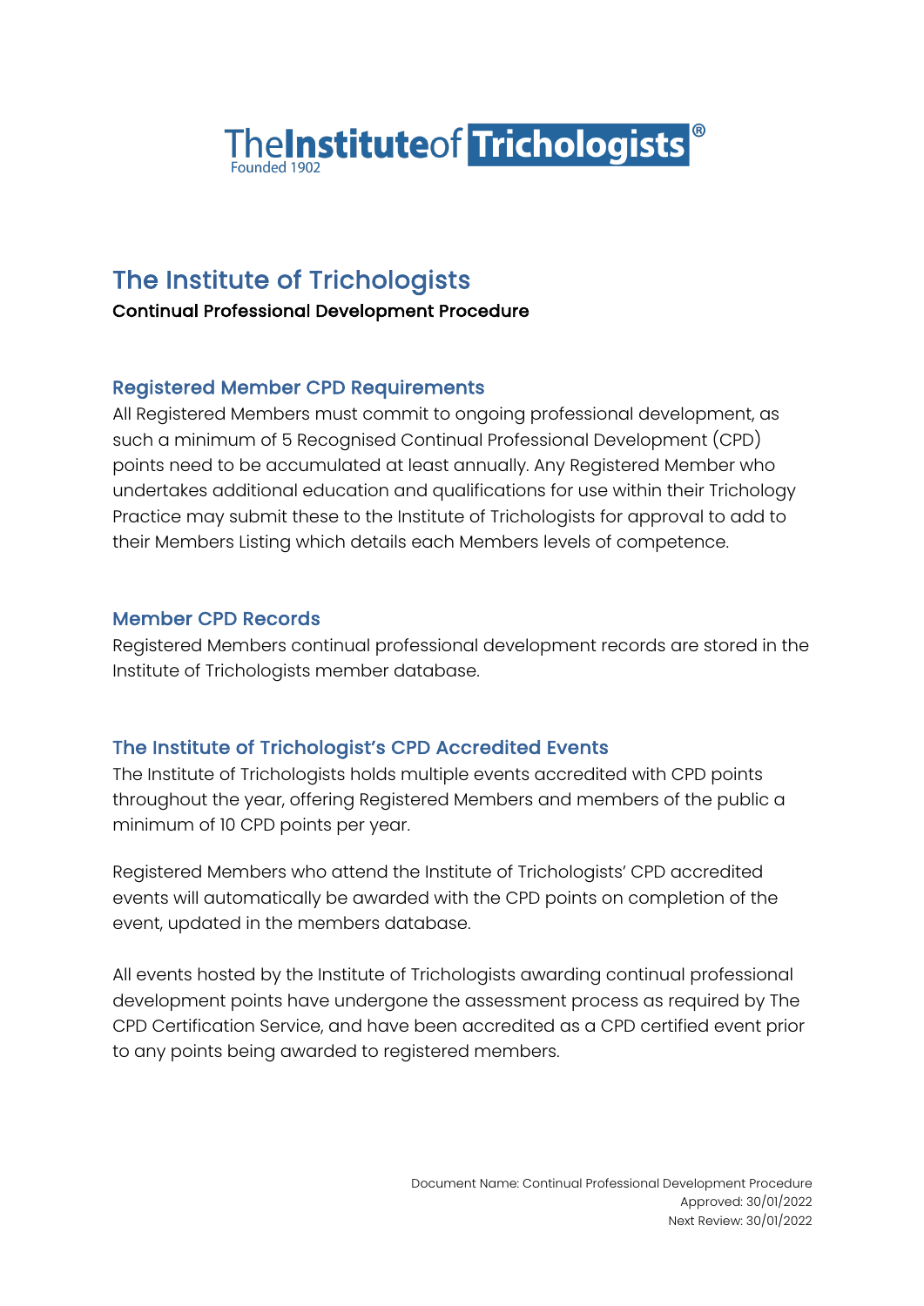# The Institute of Trichologists

**Continual Professional Development Procedure**

## Registered Member CPD Requirements

All Registered Members must commit to ongoing professional development, as such a minimum of 5 Recognised Continual Professional Development (CPD) points need to be accumulated at least annually. Any Registered Member who undertakes additional education and qualifications for use within their Trichology Practice may submit these to the Institute of Trichologists for approval to add to their Members Listing which details each Members levels of competence.

## Member CPD Records

Registered Members continual professional development records are stored in the Institute of Trichologists member database.

## The Institute of Trichologist's CPD Accredited Events

The Institute of Trichologists holds multiple events accredited with CPD points throughout the year, offering Registered Members and members of the public a minimum of 10 CPD points per year.

Registered Members who attend the Institute of Trichologists' CPD accredited events will automatically be awarded with the CPD points on completion of the event, updated in the members database.

All events hosted by the Institute of Trichologists awarding continual professional development points have undergone the assessment process as required by The CPD Certification Service, and have been accredited as a CPD certified event prior to any points being awarded to registered members.

Document Name: Continual Professional Development Procedure
Approved: 30/01/2022
Next Review: 30/01/2022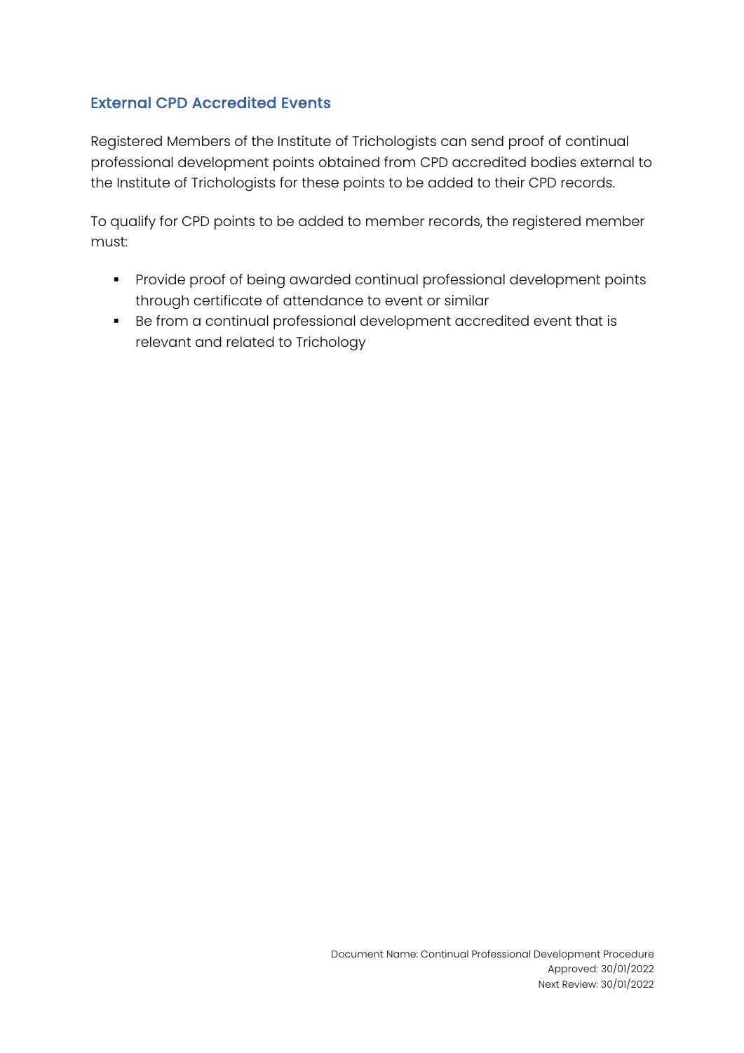## External CPD Accredited Events

Registered Members of the Institute of Trichologists can send proof of continual professional development points obtained from CPD accredited bodies external to the Institute of Trichologists for these points to be added to their CPD records.

To qualify for CPD points to be added to member records, the registered member must:

- Provide proof of being awarded continual professional development points through certificate of attendance to event or similar
- Be from a continual professional development accredited event that is relevant and related to Trichology